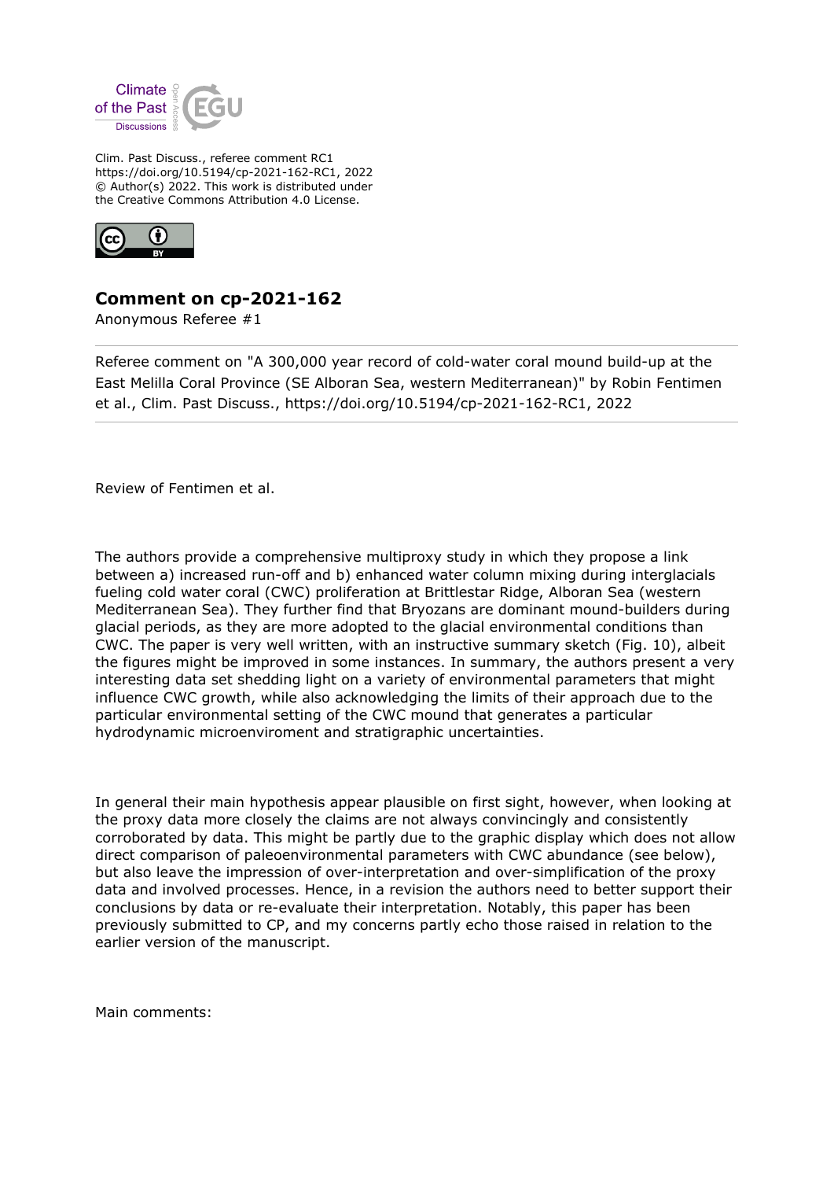Clim. Past Discuss., referee comment RC1
https://doi.org/10.5194/cp-2021-162-RC1, 2022
© Author(s) 2022. This work is distributed under
the Creative Commons Attribution 4.0 License.

# Comment on cp-2021-162

Anonymous Referee #1

Referee comment on "A 300,000 year record of cold-water coral mound build-up at the East Melilla Coral Province (SE Alboran Sea, western Mediterranean)" by Robin Fentimen et al., Clim. Past Discuss., https://doi.org/10.5194/cp-2021-162-RC1, 2022

Review of Fentimen et al.

The authors provide a comprehensive multiproxy study in which they propose a link between a) increased run-off and b) enhanced water column mixing during interglacials fueling cold water coral (CWC) proliferation at Brittlestar Ridge, Alboran Sea (western Mediterranean Sea). They further find that Bryozans are dominant mound-builders during glacial periods, as they are more adopted to the glacial environmental conditions than CWC. The paper is very well written, with an instructive summary sketch (Fig. 10), albeit the figures might be improved in some instances. In summary, the authors present a very interesting data set shedding light on a variety of environmental parameters that might influence CWC growth, while also acknowledging the limits of their approach due to the particular environmental setting of the CWC mound that generates a particular hydrodynamic microenviroment and stratigraphic uncertainties.

In general their main hypothesis appear plausible on first sight, however, when looking at the proxy data more closely the claims are not always convincingly and consistently corroborated by data. This might be partly due to the graphic display which does not allow direct comparison of paleoenvironmental parameters with CWC abundance (see below), but also leave the impression of over-interpretation and over-simplification of the proxy data and involved processes. Hence, in a revision the authors need to better support their conclusions by data or re-evaluate their interpretation. Notably, this paper has been previously submitted to CP, and my concerns partly echo those raised in relation to the earlier version of the manuscript.

Main comments: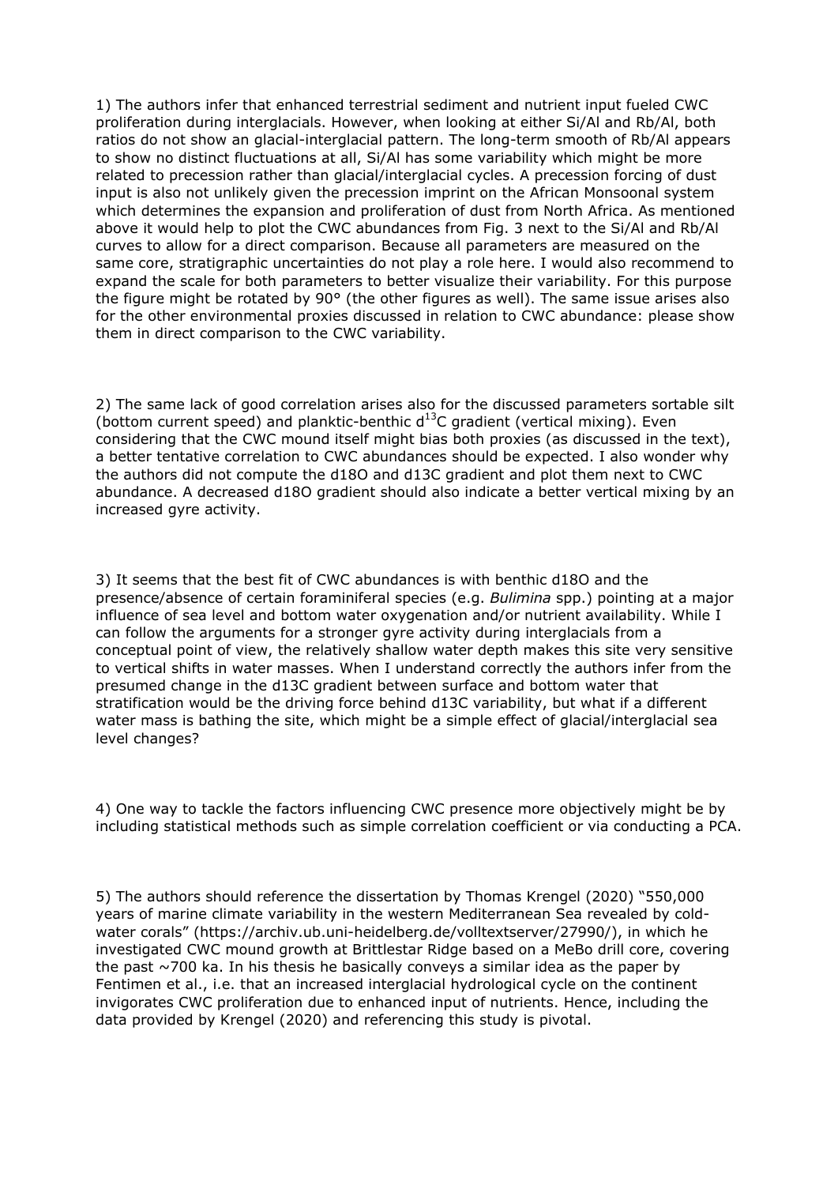1) The authors infer that enhanced terrestrial sediment and nutrient input fueled CWC proliferation during interglacials. However, when looking at either Si/Al and Rb/Al, both ratios do not show an glacial-interglacial pattern. The long-term smooth of Rb/Al appears to show no distinct fluctuations at all, Si/Al has some variability which might be more related to precession rather than glacial/interglacial cycles. A precession forcing of dust input is also not unlikely given the precession imprint on the African Monsoonal system which determines the expansion and proliferation of dust from North Africa. As mentioned above it would help to plot the CWC abundances from Fig. 3 next to the Si/Al and Rb/Al curves to allow for a direct comparison. Because all parameters are measured on the same core, stratigraphic uncertainties do not play a role here. I would also recommend to expand the scale for both parameters to better visualize their variability. For this purpose the figure might be rotated by 90° (the other figures as well). The same issue arises also for the other environmental proxies discussed in relation to CWC abundance: please show them in direct comparison to the CWC variability.

2) The same lack of good correlation arises also for the discussed parameters sortable silt (bottom current speed) and planktic-benthic $d^{13}C$ gradient (vertical mixing). Even considering that the CWC mound itself might bias both proxies (as discussed in the text), a better tentative correlation to CWC abundances should be expected. I also wonder why the authors did not compute the d18O and d13C gradient and plot them next to CWC abundance. A decreased d18O gradient should also indicate a better vertical mixing by an increased gyre activity.

3) It seems that the best fit of CWC abundances is with benthic d18O and the presence/absence of certain foraminiferal species (e.g. *Bulimina* spp.) pointing at a major influence of sea level and bottom water oxygenation and/or nutrient availability. While I can follow the arguments for a stronger gyre activity during interglacials from a conceptual point of view, the relatively shallow water depth makes this site very sensitive to vertical shifts in water masses. When I understand correctly the authors infer from the presumed change in the d13C gradient between surface and bottom water that stratification would be the driving force behind d13C variability, but what if a different water mass is bathing the site, which might be a simple effect of glacial/interglacial sea level changes?

4) One way to tackle the factors influencing CWC presence more objectively might be by including statistical methods such as simple correlation coefficient or via conducting a PCA.

5) The authors should reference the dissertation by Thomas Krengel (2020) "550,000 years of marine climate variability in the western Mediterranean Sea revealed by cold-water corals" (https://archiv.ub.uni-heidelberg.de/volltextserver/27990/), in which he investigated CWC mound growth at Brittlestar Ridge based on a MeBo drill core, covering the past ~700 ka. In his thesis he basically conveys a similar idea as the paper by Fentimen et al., i.e. that an increased interglacial hydrological cycle on the continent invigorates CWC proliferation due to enhanced input of nutrients. Hence, including the data provided by Krengel (2020) and referencing this study is pivotal.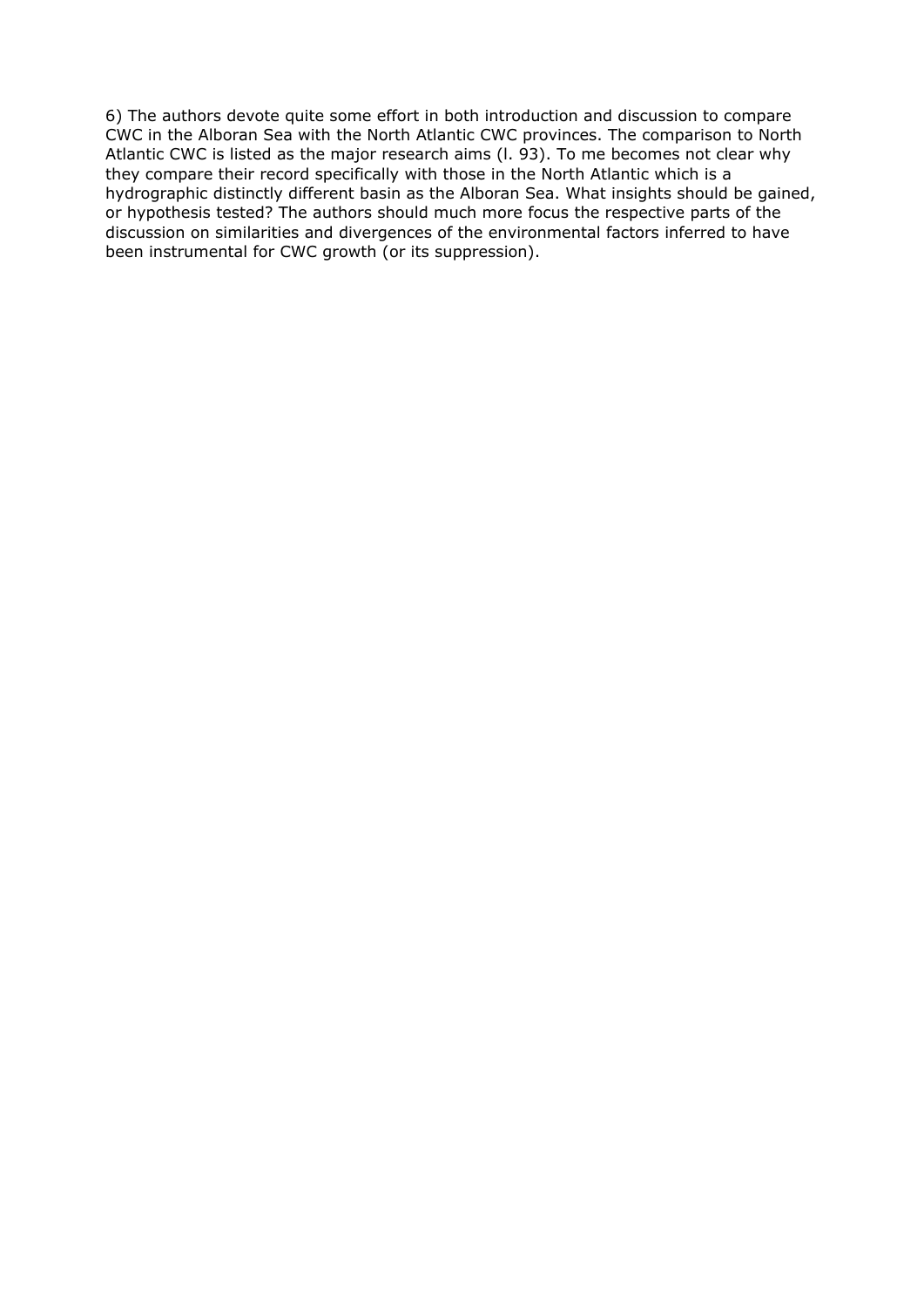6) The authors devote quite some effort in both introduction and discussion to compare CWC in the Alboran Sea with the North Atlantic CWC provinces. The comparison to North Atlantic CWC is listed as the major research aims (l. 93). To me becomes not clear why they compare their record specifically with those in the North Atlantic which is a hydrographic distinctly different basin as the Alboran Sea. What insights should be gained, or hypothesis tested? The authors should much more focus the respective parts of the discussion on similarities and divergences of the environmental factors inferred to have been instrumental for CWC growth (or its suppression).